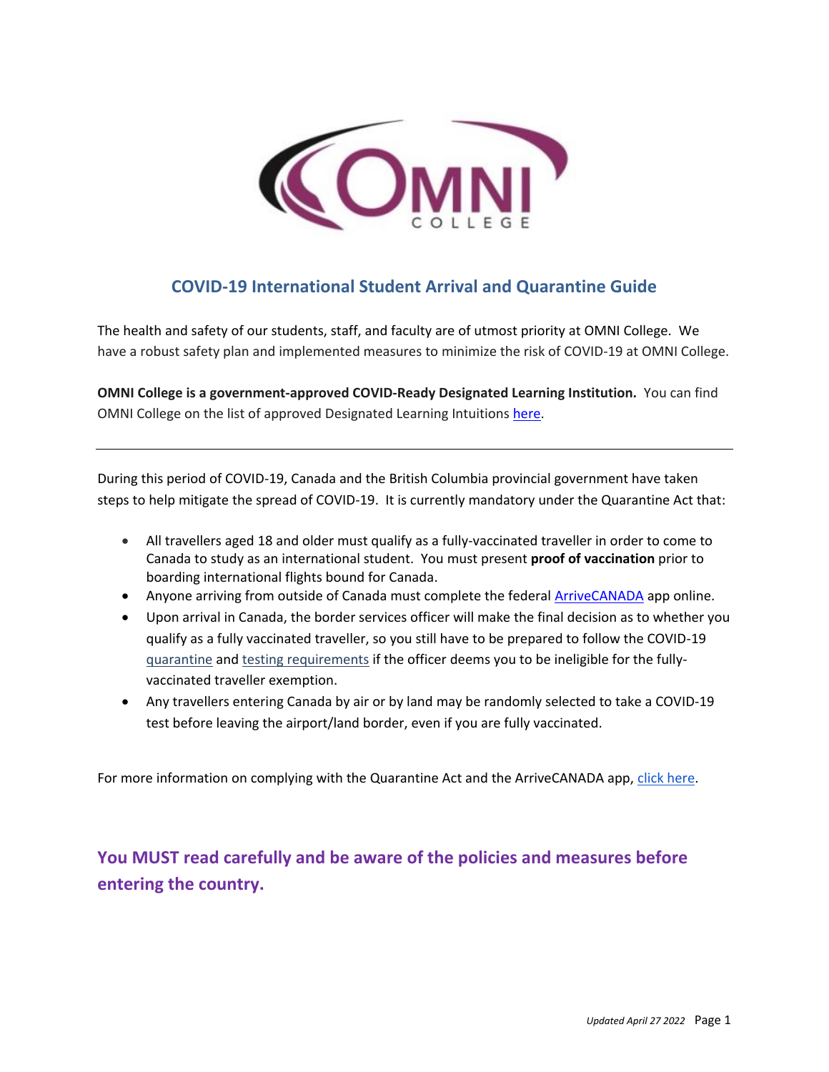# COVID-19 International Student Arrival and Quarantine Guide

The health and safety of our students, staff, and faculty are of utmost priority at OMNI College. We have a robust safety plan and implemented measures to minimize the risk of COVID-19 at OMNI College.

**OMNI College is a government-approved COVID-Ready Designated Learning Institution.** You can find OMNI College on the list of approved Designated Learning Intuitions here.

---

During this period of COVID-19, Canada and the British Columbia provincial government have taken steps to help mitigate the spread of COVID-19. It is currently mandatory under the Quarantine Act that:

- All travellers aged 18 and older must qualify as a fully-vaccinated traveller in order to come to Canada to study as an international student. You must present **proof of vaccination** prior to boarding international flights bound for Canada.
- Anyone arriving from outside of Canada must complete the federal ArriveCANADA app online.
- Upon arrival in Canada, the border services officer will make the final decision as to whether you qualify as a fully vaccinated traveller, so you still have to be prepared to follow the COVID-19 quarantine and testing requirements if the officer deems you to be ineligible for the fully-vaccinated traveller exemption.
- Any travellers entering Canada by air or by land may be randomly selected to take a COVID-19 test before leaving the airport/land border, even if you are fully vaccinated.

For more information on complying with the Quarantine Act and the ArriveCANADA app, click here.

## You MUST read carefully and be aware of the policies and measures before entering the country.

*Updated April 27 2022*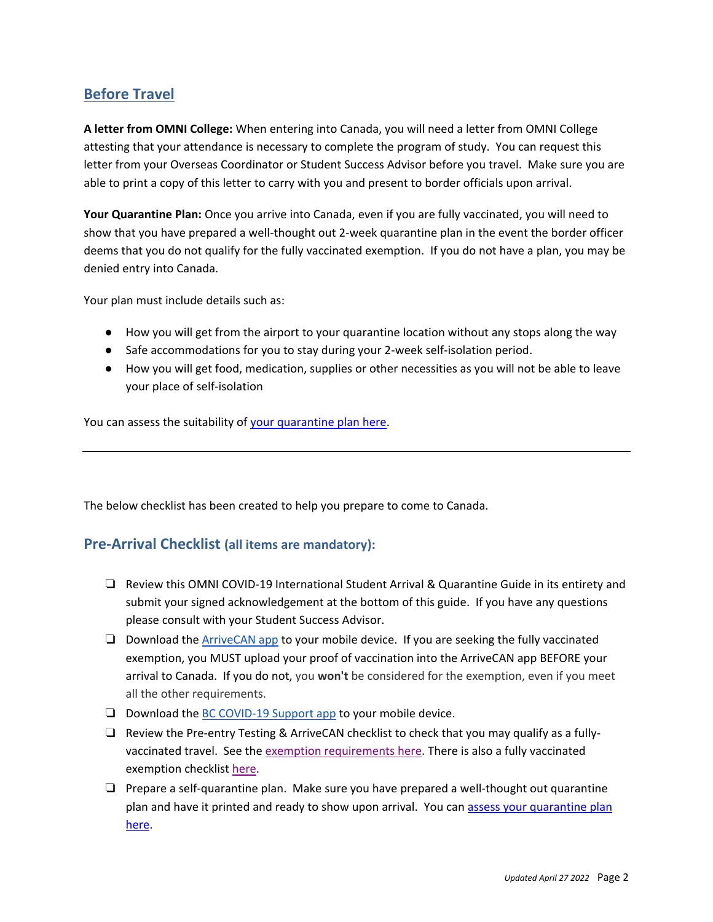## Before Travel

**A letter from OMNI College:** When entering into Canada, you will need a letter from OMNI College attesting that your attendance is necessary to complete the program of study. You can request this letter from your Overseas Coordinator or Student Success Advisor before you travel. Make sure you are able to print a copy of this letter to carry with you and present to border officials upon arrival.

**Your Quarantine Plan:** Once you arrive into Canada, even if you are fully vaccinated, you will need to show that you have prepared a well-thought out 2-week quarantine plan in the event the border officer deems that you do not qualify for the fully vaccinated exemption. If you do not have a plan, you may be denied entry into Canada.

Your plan must include details such as:

- How you will get from the airport to your quarantine location without any stops along the way
- Safe accommodations for you to stay during your 2-week self-isolation period.
- How you will get food, medication, supplies or other necessities as you will not be able to leave your place of self-isolation

You can assess the suitability of your quarantine plan here.

---

The below checklist has been created to help you prepare to come to Canada.

## Pre-Arrival Checklist (all items are mandatory):

- ❏ Review this OMNI COVID-19 International Student Arrival & Quarantine Guide in its entirety and submit your signed acknowledgement at the bottom of this guide. If you have any questions please consult with your Student Success Advisor.
- ❏ Download the ArriveCAN app to your mobile device. If you are seeking the fully vaccinated exemption, you MUST upload your proof of vaccination into the ArriveCAN app BEFORE your arrival to Canada. If you do not, you **won't** be considered for the exemption, even if you meet all the other requirements.
- ❏ Download the BC COVID-19 Support app to your mobile device.
- ❏ Review the Pre-entry Testing & ArriveCAN checklist to check that you may qualify as a fully-vaccinated travel. See the exemption requirements here. There is also a fully vaccinated exemption checklist here.
- ❏ Prepare a self-quarantine plan. Make sure you have prepared a well-thought out quarantine plan and have it printed and ready to show upon arrival. You can assess your quarantine plan here.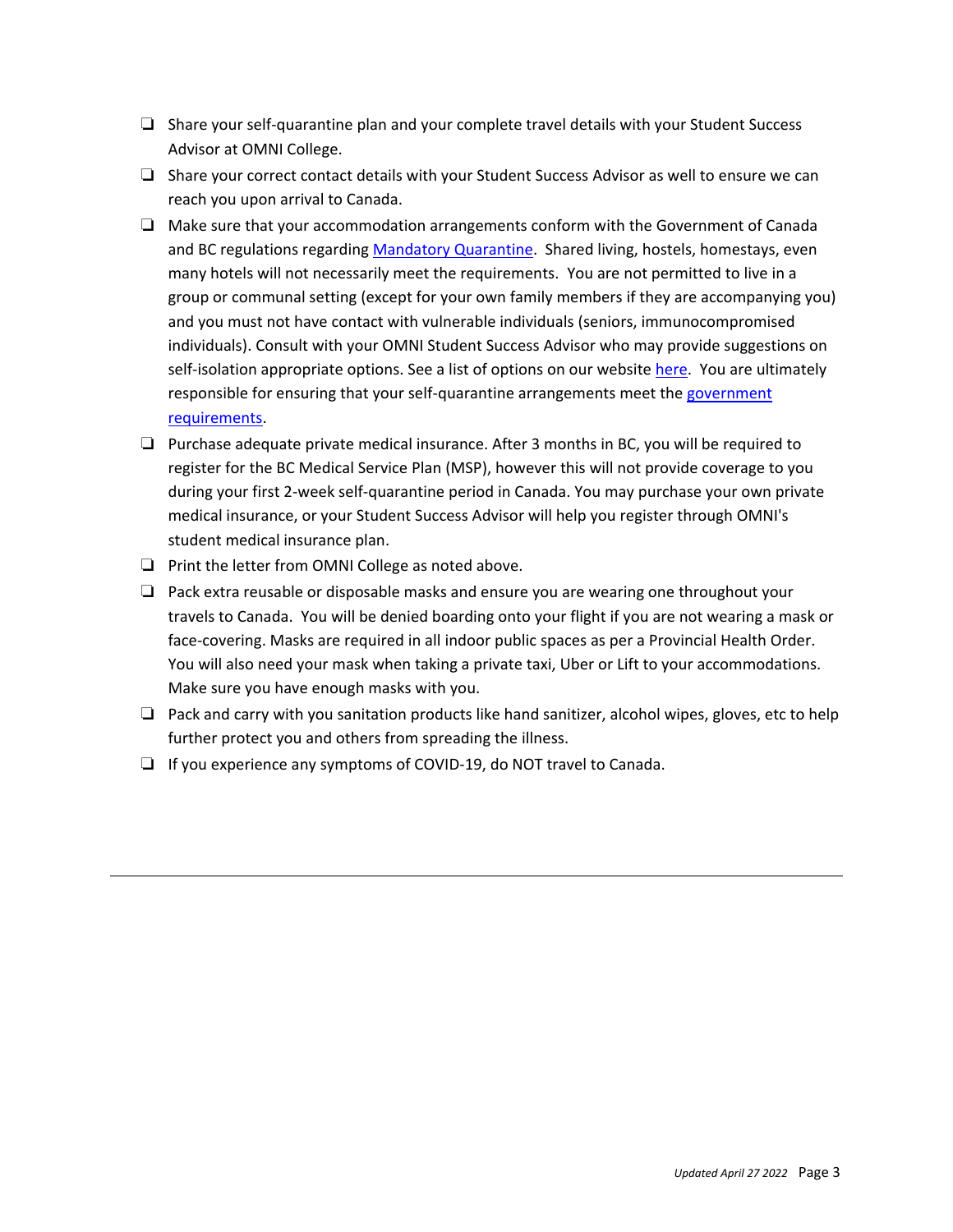- ❑ Share your self-quarantine plan and your complete travel details with your Student Success Advisor at OMNI College.
- ❑ Share your correct contact details with your Student Success Advisor as well to ensure we can reach you upon arrival to Canada.
- ❑ Make sure that your accommodation arrangements conform with the Government of Canada and BC regulations regarding Mandatory Quarantine. Shared living, hostels, homestays, even many hotels will not necessarily meet the requirements. You are not permitted to live in a group or communal setting (except for your own family members if they are accompanying you) and you must not have contact with vulnerable individuals (seniors, immunocompromised individuals). Consult with your OMNI Student Success Advisor who may provide suggestions on self-isolation appropriate options. See a list of options on our website here. You are ultimately responsible for ensuring that your self-quarantine arrangements meet the government requirements.
- ❑ Purchase adequate private medical insurance. After 3 months in BC, you will be required to register for the BC Medical Service Plan (MSP), however this will not provide coverage to you during your first 2-week self-quarantine period in Canada. You may purchase your own private medical insurance, or your Student Success Advisor will help you register through OMNI's student medical insurance plan.
- ❑ Print the letter from OMNI College as noted above.
- ❑ Pack extra reusable or disposable masks and ensure you are wearing one throughout your travels to Canada. You will be denied boarding onto your flight if you are not wearing a mask or face-covering. Masks are required in all indoor public spaces as per a Provincial Health Order. You will also need your mask when taking a private taxi, Uber or Lift to your accommodations. Make sure you have enough masks with you.
- ❑ Pack and carry with you sanitation products like hand sanitizer, alcohol wipes, gloves, etc to help further protect you and others from spreading the illness.
- ❑ If you experience any symptoms of COVID-19, do NOT travel to Canada.

---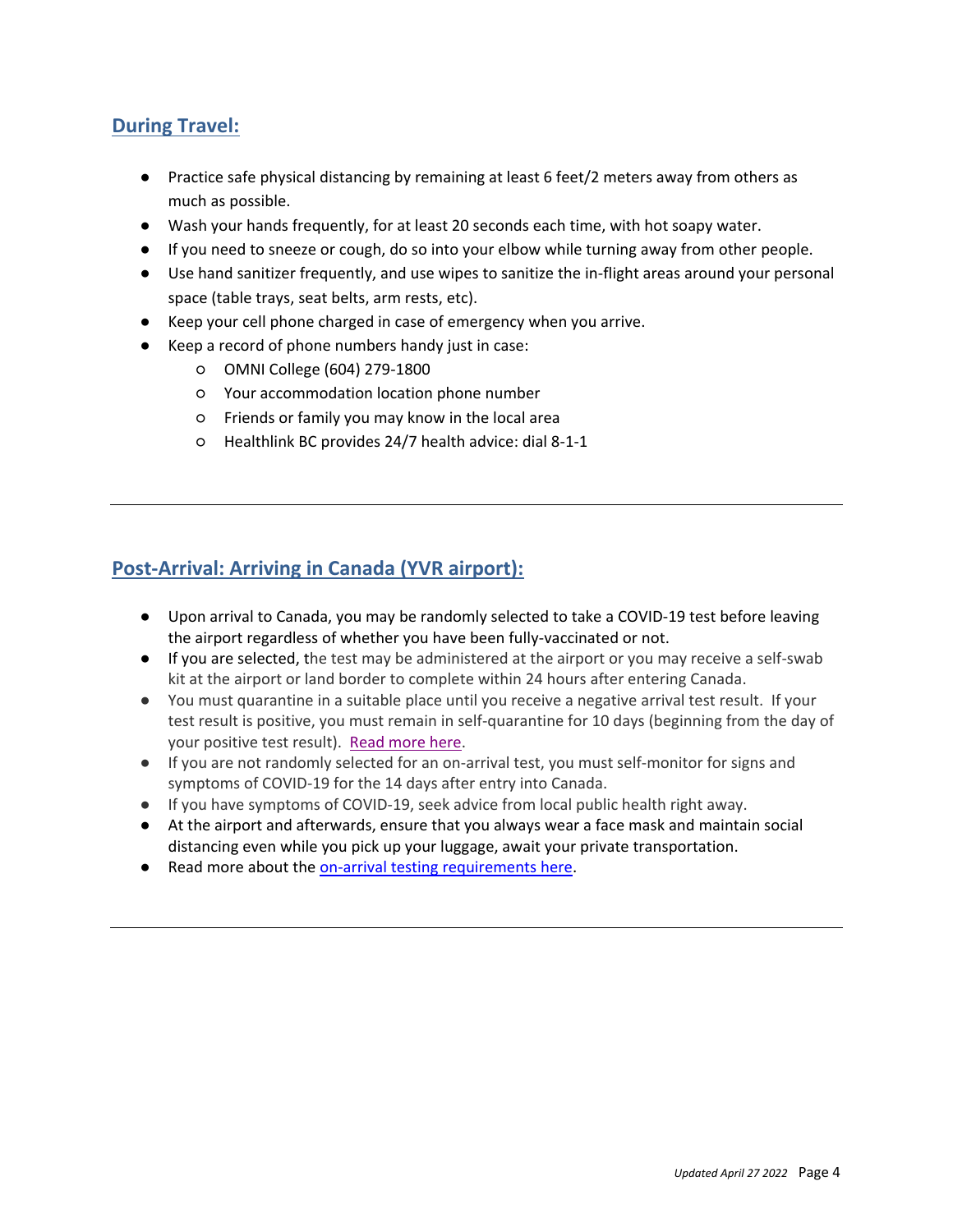## During Travel:

- Practice safe physical distancing by remaining at least 6 feet/2 meters away from others as much as possible.
- Wash your hands frequently, for at least 20 seconds each time, with hot soapy water.
- If you need to sneeze or cough, do so into your elbow while turning away from other people.
- Use hand sanitizer frequently, and use wipes to sanitize the in-flight areas around your personal space (table trays, seat belts, arm rests, etc).
- Keep your cell phone charged in case of emergency when you arrive.
- Keep a record of phone numbers handy just in case:
  - OMNI College (604) 279-1800
  - Your accommodation location phone number
  - Friends or family you may know in the local area
  - Healthlink BC provides 24/7 health advice: dial 8-1-1

---

## Post-Arrival: Arriving in Canada (YVR airport):

- Upon arrival to Canada, you may be randomly selected to take a COVID-19 test before leaving the airport regardless of whether you have been fully-vaccinated or not.
- If you are selected, the test may be administered at the airport or you may receive a self-swab kit at the airport or land border to complete within 24 hours after entering Canada.
- You must quarantine in a suitable place until you receive a negative arrival test result. If your test result is positive, you must remain in self-quarantine for 10 days (beginning from the day of your positive test result). Read more here.
- If you are not randomly selected for an on-arrival test, you must self-monitor for signs and symptoms of COVID-19 for the 14 days after entry into Canada.
- If you have symptoms of COVID-19, seek advice from local public health right away.
- At the airport and afterwards, ensure that you always wear a face mask and maintain social distancing even while you pick up your luggage, await your private transportation.
- Read more about the on-arrival testing requirements here.

---

*Updated April 27 2022*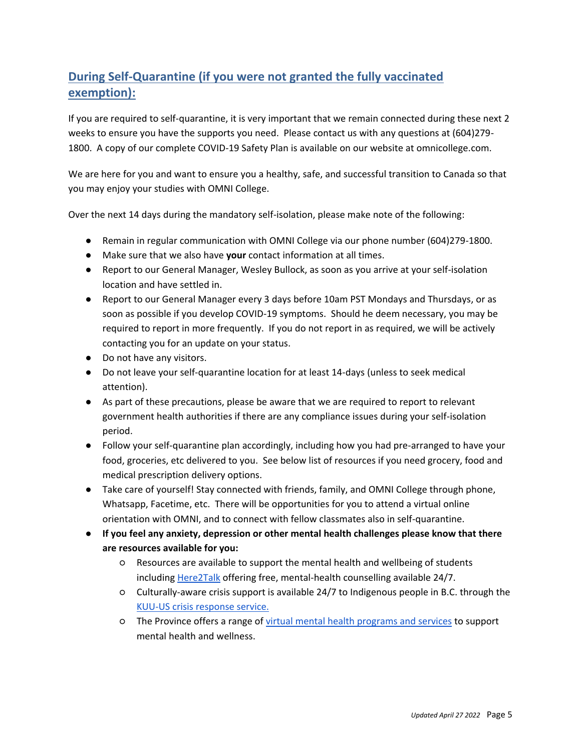## During Self-Quarantine (if you were not granted the fully vaccinated exemption):

If you are required to self-quarantine, it is very important that we remain connected during these next 2 weeks to ensure you have the supports you need. Please contact us with any questions at (604)279-1800. A copy of our complete COVID-19 Safety Plan is available on our website at omnicollege.com.

We are here for you and want to ensure you a healthy, safe, and successful transition to Canada so that you may enjoy your studies with OMNI College.

Over the next 14 days during the mandatory self-isolation, please make note of the following:

- Remain in regular communication with OMNI College via our phone number (604)279-1800.
- Make sure that we also have **your** contact information at all times.
- Report to our General Manager, Wesley Bullock, as soon as you arrive at your self-isolation location and have settled in.
- Report to our General Manager every 3 days before 10am PST Mondays and Thursdays, or as soon as possible if you develop COVID-19 symptoms. Should he deem necessary, you may be required to report in more frequently. If you do not report in as required, we will be actively contacting you for an update on your status.
- Do not have any visitors.
- Do not leave your self-quarantine location for at least 14-days (unless to seek medical attention).
- As part of these precautions, please be aware that we are required to report to relevant government health authorities if there are any compliance issues during your self-isolation period.
- Follow your self-quarantine plan accordingly, including how you had pre-arranged to have your food, groceries, etc delivered to you. See below list of resources if you need grocery, food and medical prescription delivery options.
- Take care of yourself! Stay connected with friends, family, and OMNI College through phone, Whatsapp, Facetime, etc. There will be opportunities for you to attend a virtual online orientation with OMNI, and to connect with fellow classmates also in self-quarantine.
- **If you feel any anxiety, depression or other mental health challenges please know that there are resources available for you:**
  - Resources are available to support the mental health and wellbeing of students including Here2Talk offering free, mental-health counselling available 24/7.
  - Culturally-aware crisis support is available 24/7 to Indigenous people in B.C. through the KUU-US crisis response service.
  - The Province offers a range of virtual mental health programs and services to support mental health and wellness.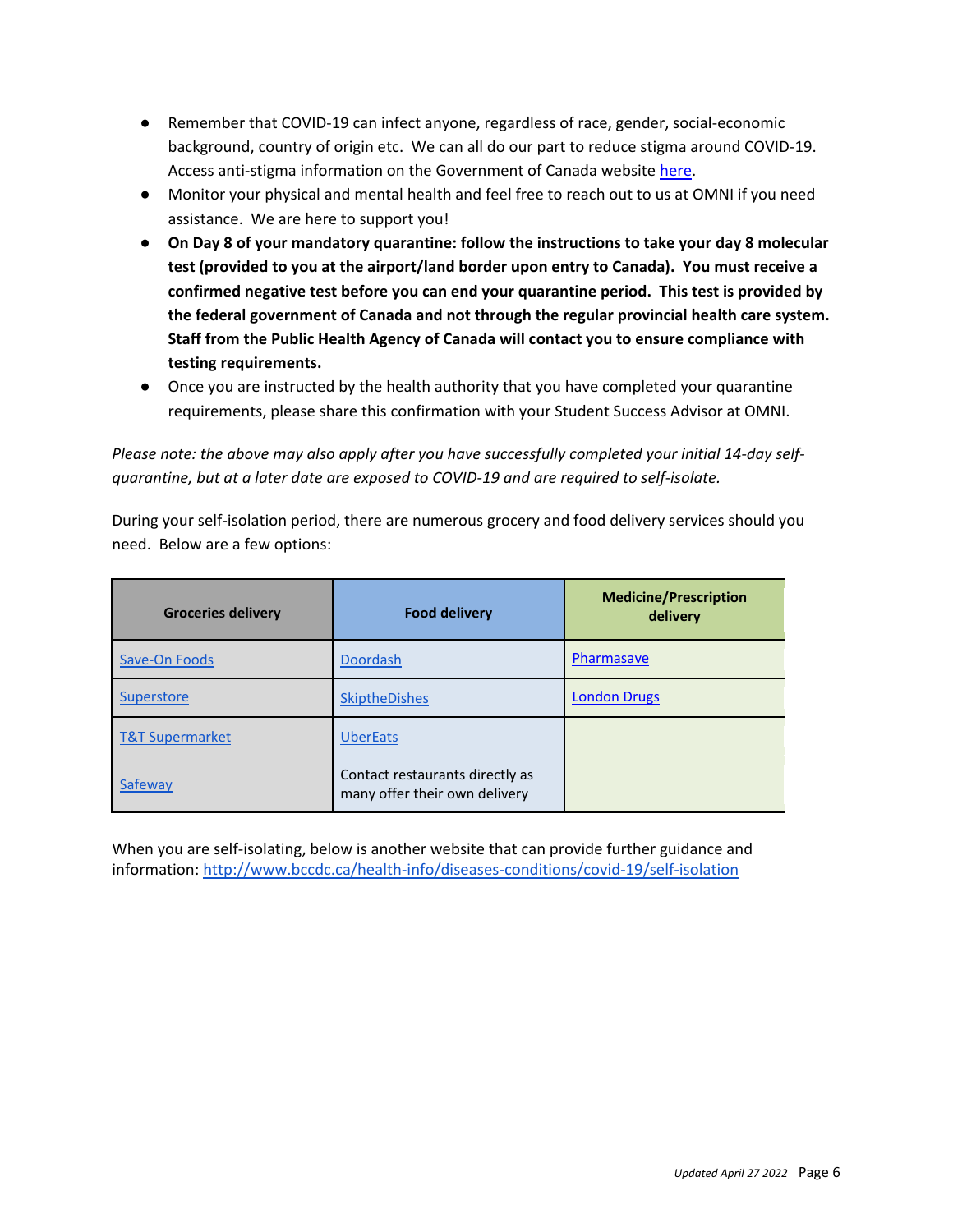- Remember that COVID-19 can infect anyone, regardless of race, gender, social-economic background, country of origin etc. We can all do our part to reduce stigma around COVID-19. Access anti-stigma information on the Government of Canada website here.
- Monitor your physical and mental health and feel free to reach out to us at OMNI if you need assistance. We are here to support you!
- **On Day 8 of your mandatory quarantine: follow the instructions to take your day 8 molecular test (provided to you at the airport/land border upon entry to Canada). You must receive a confirmed negative test before you can end your quarantine period. This test is provided by the federal government of Canada and not through the regular provincial health care system. Staff from the Public Health Agency of Canada will contact you to ensure compliance with testing requirements.**
- Once you are instructed by the health authority that you have completed your quarantine requirements, please share this confirmation with your Student Success Advisor at OMNI.

*Please note: the above may also apply after you have successfully completed your initial 14-day self-quarantine, but at a later date are exposed to COVID-19 and are required to self-isolate.*

During your self-isolation period, there are numerous grocery and food delivery services should you need. Below are a few options:

| Groceries delivery | Food delivery | Medicine/Prescription delivery |
|---|---|---|
| Save-On Foods | Doordash | Pharmasave |
| Superstore | SkiptheDishes | London Drugs |
| T&T Supermarket | UberEats | |
| Safeway | Contact restaurants directly as many offer their own delivery | |

When you are self-isolating, below is another website that can provide further guidance and information: http://www.bccdc.ca/health-info/diseases-conditions/covid-19/self-isolation

*Updated April 27 2022*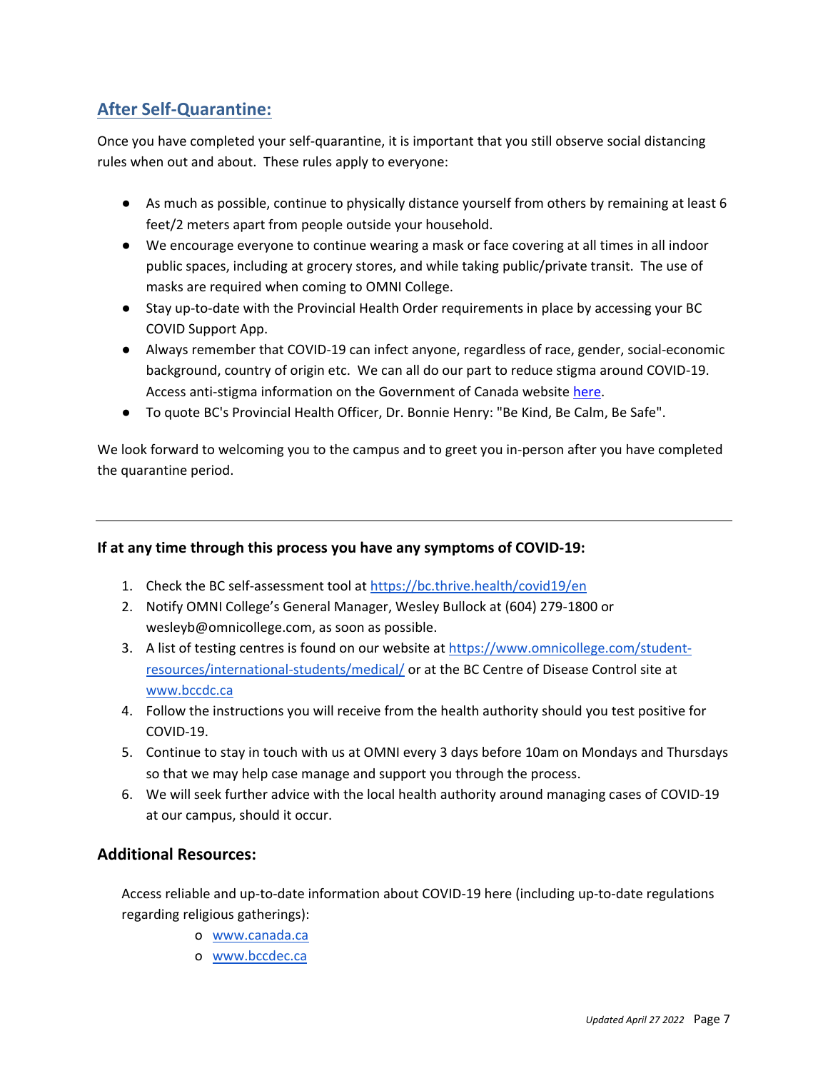## After Self-Quarantine:

Once you have completed your self-quarantine, it is important that you still observe social distancing rules when out and about. These rules apply to everyone:

- As much as possible, continue to physically distance yourself from others by remaining at least 6 feet/2 meters apart from people outside your household.
- We encourage everyone to continue wearing a mask or face covering at all times in all indoor public spaces, including at grocery stores, and while taking public/private transit. The use of masks are required when coming to OMNI College.
- Stay up-to-date with the Provincial Health Order requirements in place by accessing your BC COVID Support App.
- Always remember that COVID-19 can infect anyone, regardless of race, gender, social-economic background, country of origin etc. We can all do our part to reduce stigma around COVID-19. Access anti-stigma information on the Government of Canada website here.
- To quote BC's Provincial Health Officer, Dr. Bonnie Henry: "Be Kind, Be Calm, Be Safe".

We look forward to welcoming you to the campus and to greet you in-person after you have completed the quarantine period.

---

**If at any time through this process you have any symptoms of COVID-19:**

1. Check the BC self-assessment tool at https://bc.thrive.health/covid19/en
2. Notify OMNI College's General Manager, Wesley Bullock at (604) 279-1800 or wesleyb@omnicollege.com, as soon as possible.
3. A list of testing centres is found on our website at https://www.omnicollege.com/student-resources/international-students/medical/ or at the BC Centre of Disease Control site at www.bccdc.ca
4. Follow the instructions you will receive from the health authority should you test positive for COVID-19.
5. Continue to stay in touch with us at OMNI every 3 days before 10am on Mondays and Thursdays so that we may help case manage and support you through the process.
6. We will seek further advice with the local health authority around managing cases of COVID-19 at our campus, should it occur.

### Additional Resources:

Access reliable and up-to-date information about COVID-19 here (including up-to-date regulations regarding religious gatherings):

- www.canada.ca
- www.bccdec.ca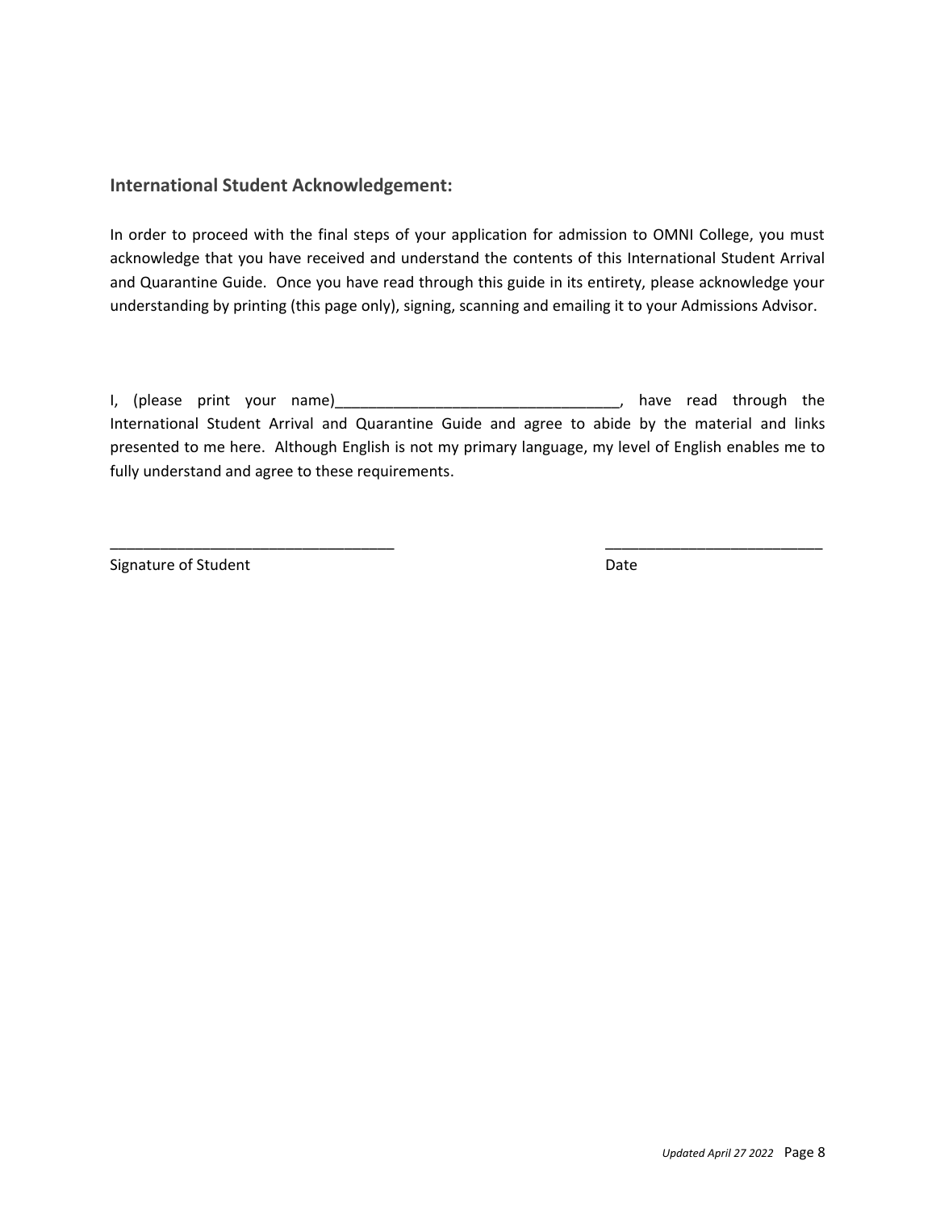## International Student Acknowledgement:

In order to proceed with the final steps of your application for admission to OMNI College, you must acknowledge that you have received and understand the contents of this International Student Arrival and Quarantine Guide. Once you have read through this guide in its entirety, please acknowledge your understanding by printing (this page only), signing, scanning and emailing it to your Admissions Advisor.

I, (please print your name)__________________________________, have read through the International Student Arrival and Quarantine Guide and agree to abide by the material and links presented to me here. Although English is not my primary language, my level of English enables me to fully understand and agree to these requirements.

__________________________________ __________________________

Signature of Student Date

*Updated April 27 2022*